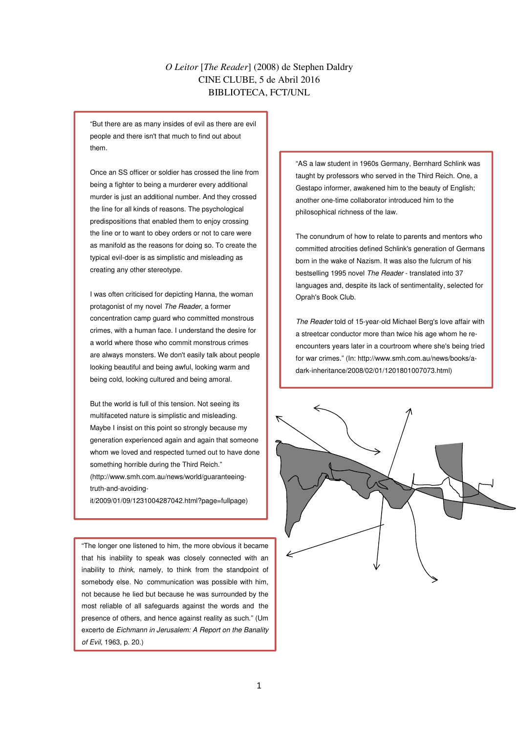*O Leitor* [*The Reader*] (2008) de Stephen Daldry

CINE CLUBE, 5 de Abril 2016

BIBLIOTECA, FCT/UNL

"But there are as many insides of evil as there are evil people and there isn't that much to find out about them.

Once an SS officer or soldier has crossed the line from being a fighter to being a murderer every additional murder is just an additional number. And they crossed the line for all kinds of reasons. The psychological predispositions that enabled them to enjoy crossing the line or to want to obey orders or not to care were as manifold as the reasons for doing so. To create the typical evil-doer is as simplistic and misleading as creating any other stereotype.

I was often criticised for depicting Hanna, the woman protagonist of my novel *The Reader*, a former concentration camp guard who committed monstrous crimes, with a human face. I understand the desire for a world where those who commit monstrous crimes are always monsters. We don't easily talk about people looking beautiful and being awful, looking warm and being cold, looking cultured and being amoral.

But the world is full of this tension. Not seeing its multifaceted nature is simplistic and misleading. Maybe I insist on this point so strongly because my generation experienced again and again that someone whom we loved and respected turned out to have done something horrible during the Third Reich." (http://www.smh.com.au/news/world/guaranteeing-truth-and-avoiding-it/2009/01/09/1231004287042.html?page=fullpage)

"AS a law student in 1960s Germany, Bernhard Schlink was taught by professors who served in the Third Reich. One, a Gestapo informer, awakened him to the beauty of English; another one-time collaborator introduced him to the philosophical richness of the law.

The conundrum of how to relate to parents and mentors who committed atrocities defined Schlink's generation of Germans born in the wake of Nazism. It was also the fulcrum of his bestselling 1995 novel *The Reader* - translated into 37 languages and, despite its lack of sentimentality, selected for Oprah's Book Club.

*The Reader* told of 15-year-old Michael Berg's love affair with a streetcar conductor more than twice his age whom he re-encounters years later in a courtroom where she's being tried for war crimes." (In: http://www.smh.com.au/news/books/a-dark-inheritance/2008/02/01/1201801007073.html)

"The longer one listened to him, the more obvious it became that his inability to speak was closely connected with an inability to *think*, namely, to think from the standpoint of somebody else. No communication was possible with him, not because he lied but because he was surrounded by the most reliable of all safeguards against the words and the presence of others, and hence against reality as such." (Um excerto de *Eichmann in Jerusalem: A Report on the Banality of Evil*, 1963, p. 20.)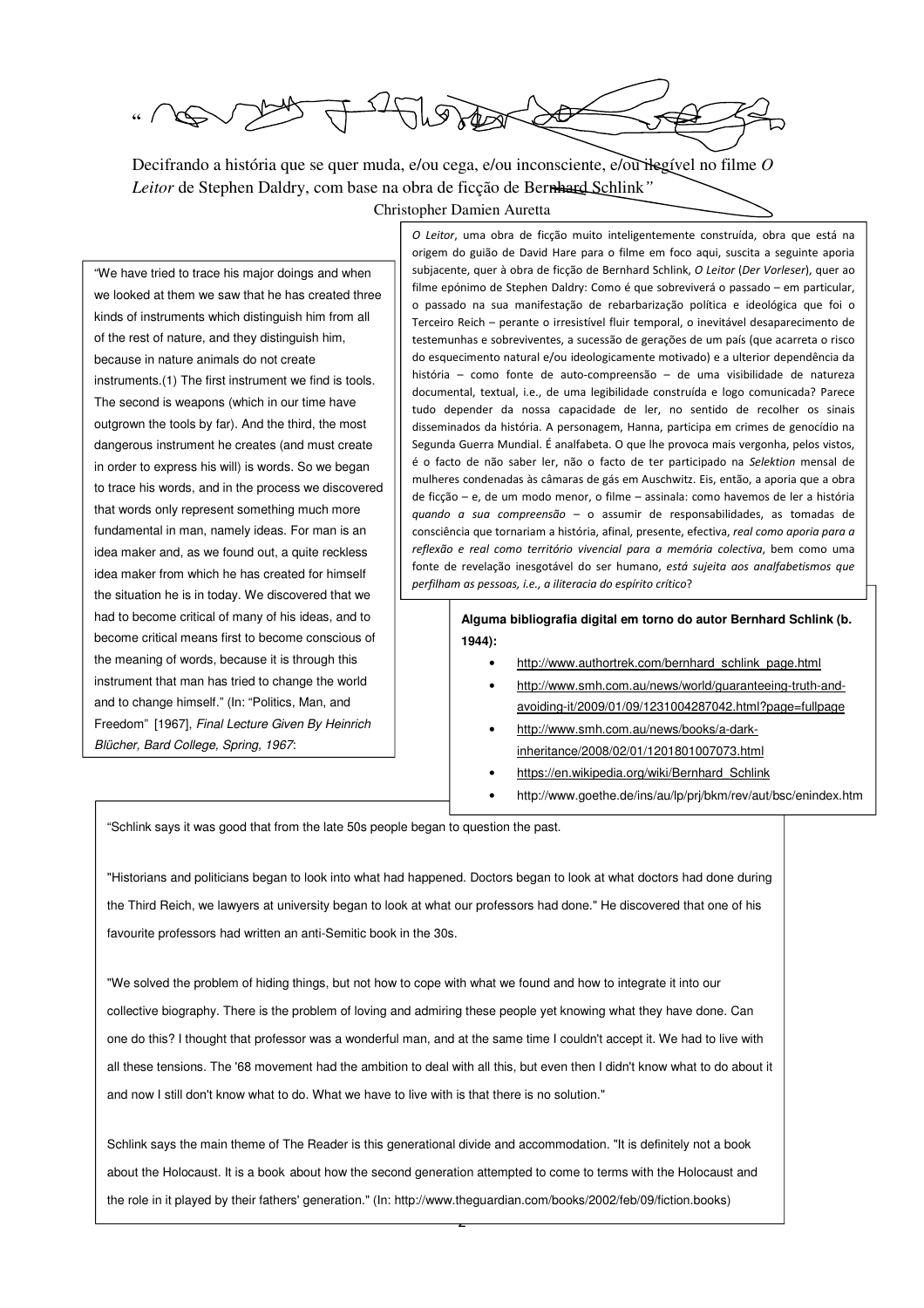"

Decifrando a história que se quer muda, e/ou cega, e/ou inconsciente, e/ou ilegível no filme *O Leitor* de Stephen Daldry, com base na obra de ficção de Bernhard Schlink"

Christopher Damien Auretta

*O Leitor*, uma obra de ficção muito inteligentemente construída, obra que está na origem do guião de David Hare para o filme em foco aqui, suscita a seguinte aporia subjacente, quer à obra de ficção de Bernhard Schlink, *O Leitor* (*Der Vorleser*), quer ao filme epónimo de Stephen Daldry: Como é que sobreviverá o passado – em particular, o passado na sua manifestação de rebarbarização política e ideológica que foi o Terceiro Reich – perante o irresistível fluir temporal, o inevitável desaparecimento de testemunhas e sobreviventes, a sucessão de gerações de um país (que acarreta o risco do esquecimento natural e/ou ideologicamente motivado) e a ulterior dependência da história – como fonte de auto-compreensão – de uma visibilidade de natureza documental, textual, i.e., de uma legibilidade construída e logo comunicada? Parece tudo depender da nossa capacidade de ler, no sentido de recolher os sinais disseminados da história. A personagem, Hanna, participa em crimes de genocídio na Segunda Guerra Mundial. É analfabeta. O que lhe provoca mais vergonha, pelos vistos, é o facto de não saber ler, não o facto de ter participado na *Selektion* mensal de mulheres condenadas às câmaras de gás em Auschwitz. Eis, então, a aporia que a obra de ficção – e, de um modo menor, o filme – assinala: como havemos de ler a história *quando a sua compreensão* – o assumir de responsabilidades, as tomadas de consciência que tornariam a história, afinal, presente, efectiva, *real como aporia para a reflexão e real como território vivencial para a memória colectiva*, bem como uma fonte de revelação inesgotável do ser humano, *está sujeita aos analfabetismos que perfilham as pessoas, i.e., a iliteracia do espírito crítico*?

"We have tried to trace his major doings and when we looked at them we saw that he has created three kinds of instruments which distinguish him from all of the rest of nature, and they distinguish him, because in nature animals do not create instruments.(1) The first instrument we find is tools. The second is weapons (which in our time have outgrown the tools by far). And the third, the most dangerous instrument he creates (and must create in order to express his will) is words. So we began to trace his words, and in the process we discovered that words only represent something much more fundamental in man, namely ideas. For man is an idea maker and, as we found out, a quite reckless idea maker from which he has created for himself the situation he is in today. We discovered that we had to become critical of many of his ideas, and to become critical means first to become conscious of the meaning of words, because it is through this instrument that man has tried to change the world and to change himself." (In: "Politics, Man, and Freedom" [1967], *Final Lecture Given By Heinrich Blücher, Bard College, Spring, 1967*:

**Alguma bibliografia digital em torno do autor Bernhard Schlink (b. 1944):**

- http://www.authortrek.com/bernhard_schlink_page.html
- http://www.smh.com.au/news/world/guaranteeing-truth-and-avoiding-it/2009/01/09/1231004287042.html?page=fullpage
- http://www.smh.com.au/news/books/a-dark-inheritance/2008/02/01/1201801007073.html
- https://en.wikipedia.org/wiki/Bernhard_Schlink
- http://www.goethe.de/ins/au/lp/prj/bkm/rev/aut/bsc/enindex.htm

"Schlink says it was good that from the late 50s people began to question the past.

"Historians and politicians began to look into what had happened. Doctors began to look at what doctors had done during the Third Reich, we lawyers at university began to look at what our professors had done." He discovered that one of his favourite professors had written an anti-Semitic book in the 30s.

"We solved the problem of hiding things, but not how to cope with what we found and how to integrate it into our collective biography. There is the problem of loving and admiring these people yet knowing what they have done. Can one do this? I thought that professor was a wonderful man, and at the same time I couldn't accept it. We had to live with all these tensions. The '68 movement had the ambition to deal with all this, but even then I didn't know what to do about it and now I still don't know what to do. What we have to live with is that there is no solution."

Schlink says the main theme of The Reader is this generational divide and accommodation. "It is definitely not a book about the Holocaust. It is a book about how the second generation attempted to come to terms with the Holocaust and the role in it played by their fathers' generation." (In: http://www.theguardian.com/books/2002/feb/09/fiction.books)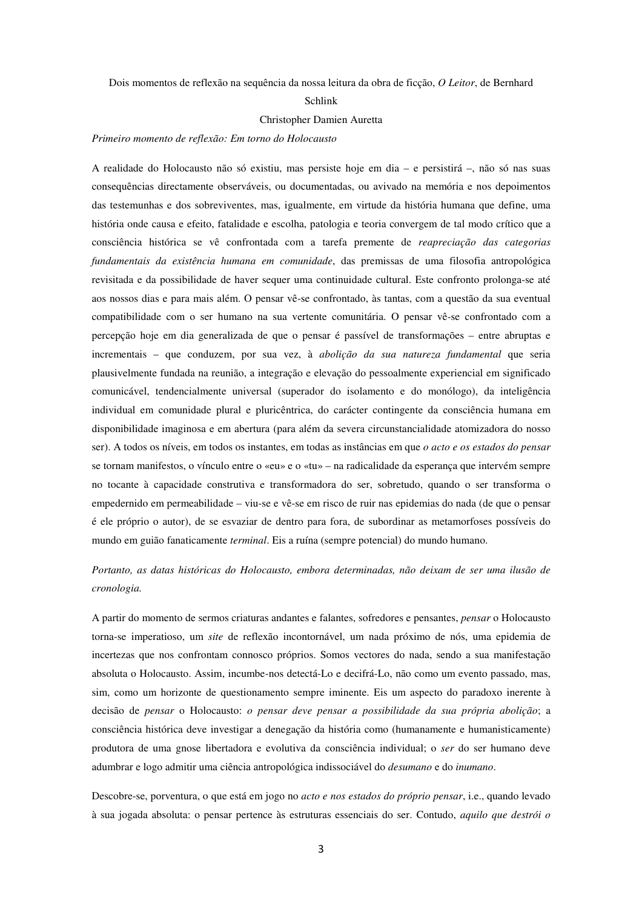Dois momentos de reflexão na sequência da nossa leitura da obra de ficção, *O Leitor*, de Bernhard Schlink

Christopher Damien Auretta

*Primeiro momento de reflexão: Em torno do Holocausto*

A realidade do Holocausto não só existiu, mas persiste hoje em dia – e persistirá –, não só nas suas consequências directamente observáveis, ou documentadas, ou avivado na memória e nos depoimentos das testemunhas e dos sobreviventes, mas, igualmente, em virtude da história humana que define, uma história onde causa e efeito, fatalidade e escolha, patologia e teoria convergem de tal modo crítico que a consciência histórica se vê confrontada com a tarefa premente de *reapreciação das categorias fundamentais da existência humana em comunidade*, das premissas de uma filosofia antropológica revisitada e da possibilidade de haver sequer uma continuidade cultural. Este confronto prolonga-se até aos nossos dias e para mais além. O pensar vê-se confrontado, às tantas, com a questão da sua eventual compatibilidade com o ser humano na sua vertente comunitária. O pensar vê-se confrontado com a percepção hoje em dia generalizada de que o pensar é passível de transformações – entre abruptas e incrementais – que conduzem, por sua vez, à *abolição da sua natureza fundamental* que seria plausivelmente fundada na reunião, a integração e elevação do pessoalmente experiencial em significado comunicável, tendencialmente universal (superador do isolamento e do monólogo), da inteligência individual em comunidade plural e pluricêntrica, do carácter contingente da consciência humana em disponibilidade imaginosa e em abertura (para além da severa circunstancialidade atomizadora do nosso ser). A todos os níveis, em todos os instantes, em todas as instâncias em que *o acto e os estados do pensar* se tornam manifestos, o vínculo entre o «eu» e o «tu» – na radicalidade da esperança que intervém sempre no tocante à capacidade construtiva e transformadora do ser, sobretudo, quando o ser transforma o empedernido em permeabilidade – viu-se e vê-se em risco de ruir nas epidemias do nada (de que o pensar é ele próprio o autor), de se esvaziar de dentro para fora, de subordinar as metamorfoses possíveis do mundo em guião fanaticamente *terminal*. Eis a ruína (sempre potencial) do mundo humano.

*Portanto, as datas históricas do Holocausto, embora determinadas, não deixam de ser uma ilusão de cronologia.*

A partir do momento de sermos criaturas andantes e falantes, sofredores e pensantes, *pensar* o Holocausto torna-se imperatioso, um *site* de reflexão incontornável, um nada próximo de nós, uma epidemia de incertezas que nos confrontam connosco próprios. Somos vectores do nada, sendo a sua manifestação absoluta o Holocausto. Assim, incumbe-nos detectá-Lo e decifrá-Lo, não como um evento passado, mas, sim, como um horizonte de questionamento sempre iminente. Eis um aspecto do paradoxo inerente à decisão de *pensar* o Holocausto: *o pensar deve pensar a possibilidade da sua própria abolição*; a consciência histórica deve investigar a denegação da história como (humanamente e humanisticamente) produtora de uma gnose libertadora e evolutiva da consciência individual; o *ser* do ser humano deve adumbrar e logo admitir uma ciência antropológica indissociável do *desumano* e do *inumano*.

Descobre-se, porventura, o que está em jogo no *acto e nos estados do próprio pensar*, i.e., quando levado à sua jogada absoluta: o pensar pertence às estruturas essenciais do ser. Contudo, *aquilo que destrói o*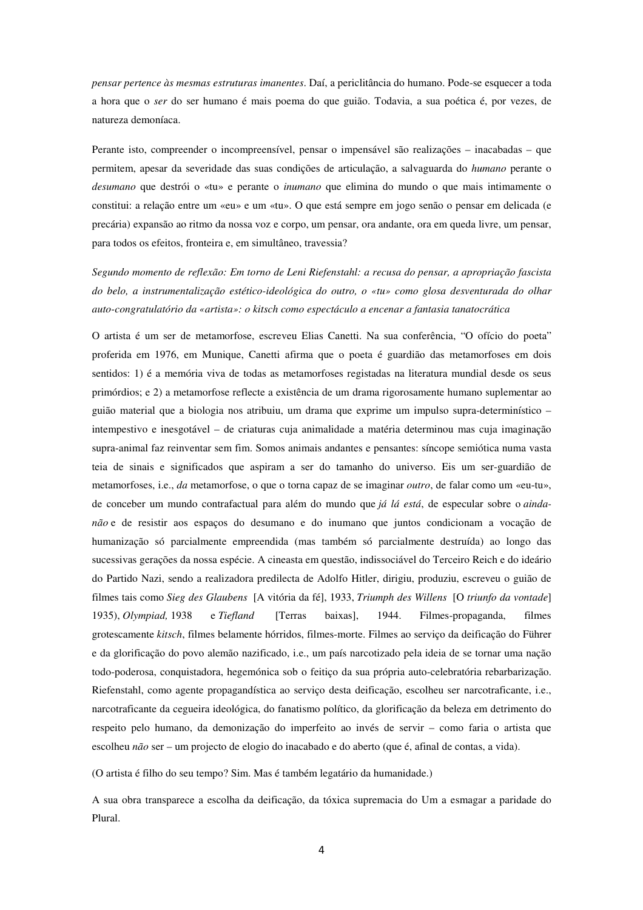*pensar pertence às mesmas estruturas imanentes*. Daí, a periclitância do humano. Pode-se esquecer a toda a hora que o *ser* do ser humano é mais poema do que guião. Todavia, a sua poética é, por vezes, de natureza demoníaca.

Perante isto, compreender o incompreensível, pensar o impensável são realizações – inacabadas – que permitem, apesar da severidade das suas condições de articulação, a salvaguarda do *humano* perante o *desumano* que destrói o «tu» e perante o *inumano* que elimina do mundo o que mais intimamente o constitui: a relação entre um «eu» e um «tu». O que está sempre em jogo senão o pensar em delicada (e precária) expansão ao ritmo da nossa voz e corpo, um pensar, ora andante, ora em queda livre, um pensar, para todos os efeitos, fronteira e, em simultâneo, travessia?

*Segundo momento de reflexão: Em torno de Leni Riefenstahl: a recusa do pensar, a apropriação fascista do belo, a instrumentalização estético-ideológica do outro, o «tu» como glosa desventurada do olhar auto-congratulatório da «artista»: o kitsch como espectáculo a encenar a fantasia tanatocrática*

O artista é um ser de metamorfose, escreveu Elias Canetti. Na sua conferência, "O ofício do poeta" proferida em 1976, em Munique, Canetti afirma que o poeta é guardião das metamorfoses em dois sentidos: 1) é a memória viva de todas as metamorfoses registadas na literatura mundial desde os seus primórdios; e 2) a metamorfose reflecte a existência de um drama rigorosamente humano suplementar ao guião material que a biologia nos atribuiu, um drama que exprime um impulso supra-determinístico – intempestivo e inesgotável – de criaturas cuja animalidade a matéria determinou mas cuja imaginação supra-animal faz reinventar sem fim. Somos animais andantes e pensantes: síncope semiótica numa vasta teia de sinais e significados que aspiram a ser do tamanho do universo. Eis um ser-guardião de metamorfoses, i.e., *da* metamorfose, o que o torna capaz de se imaginar *outro*, de falar como um «eu-tu», de conceber um mundo contrafactual para além do mundo que *já lá está*, de especular sobre o *ainda-não* e de resistir aos espaços do desumano e do inumano que juntos condicionam a vocação de humanização só parcialmente empreendida (mas também só parcialmente destruída) ao longo das sucessivas gerações da nossa espécie. A cineasta em questão, indissociável do Terceiro Reich e do ideário do Partido Nazi, sendo a realizadora predilecta de Adolfo Hitler, dirigiu, produziu, escreveu o guião de filmes tais como *Sieg des Glaubens* [A vitória da fé], 1933, *Triumph des Willens* [O *triunfo da vontade*] 1935), *Olympiad,* 1938 e *Tiefland* [Terras baixas], 1944. Filmes-propaganda, filmes grotescamente *kitsch*, filmes belamente hórridos, filmes-morte. Filmes ao serviço da deificação do Führer e da glorificação do povo alemão nazificado, i.e., um país narcotizado pela ideia de se tornar uma nação todo-poderosa, conquistadora, hegemónica sob o feitiço da sua própria auto-celebratória rebarbarização. Riefenstahl, como agente propagandística ao serviço desta deificação, escolheu ser narcotraficante, i.e., narcotraficante da cegueira ideológica, do fanatismo político, da glorificação da beleza em detrimento do respeito pelo humano, da demonização do imperfeito ao invés de servir – como faria o artista que escolheu *não* ser – um projecto de elogio do inacabado e do aberto (que é, afinal de contas, a vida).

(O artista é filho do seu tempo? Sim. Mas é também legatário da humanidade.)

A sua obra transparece a escolha da deificação, da tóxica supremacia do Um a esmagar a paridade do Plural.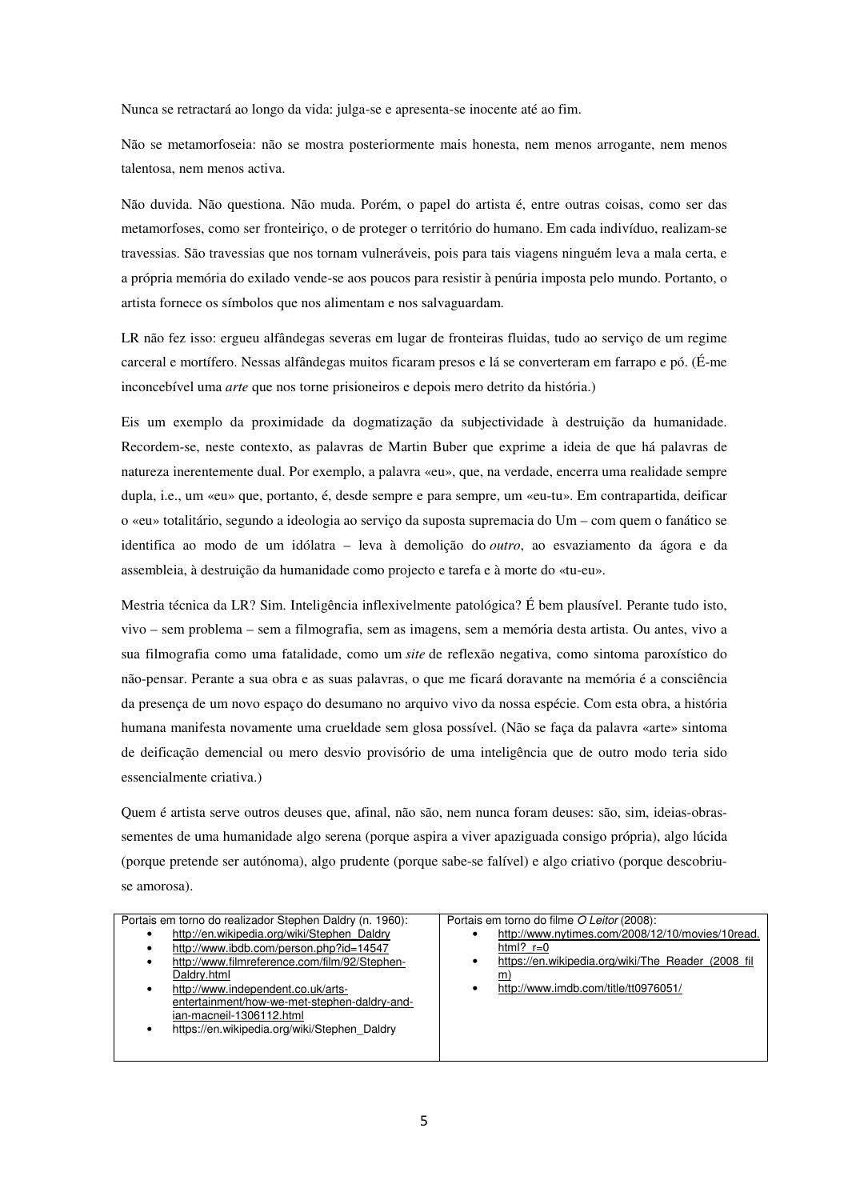Nunca se retractará ao longo da vida: julga-se e apresenta-se inocente até ao fim.

Não se metamorfoseia: não se mostra posteriormente mais honesta, nem menos arrogante, nem menos talentosa, nem menos activa.

Não duvida. Não questiona. Não muda. Porém, o papel do artista é, entre outras coisas, como ser das metamorfoses, como ser fronteiriço, o de proteger o território do humano. Em cada indivíduo, realizam-se travessias. São travessias que nos tornam vulneráveis, pois para tais viagens ninguém leva a mala certa, e a própria memória do exilado vende-se aos poucos para resistir à penúria imposta pelo mundo. Portanto, o artista fornece os símbolos que nos alimentam e nos salvaguardam.

LR não fez isso: ergueu alfândegas severas em lugar de fronteiras fluidas, tudo ao serviço de um regime carceral e mortífero. Nessas alfândegas muitos ficaram presos e lá se converteram em farrapo e pó. (É-me inconcebível uma *arte* que nos torne prisioneiros e depois mero detrito da história.)

Eis um exemplo da proximidade da dogmatização da subjectividade à destruição da humanidade. Recordem-se, neste contexto, as palavras de Martin Buber que exprime a ideia de que há palavras de natureza inerentemente dual. Por exemplo, a palavra «eu», que, na verdade, encerra uma realidade sempre dupla, i.e., um «eu» que, portanto, é, desde sempre e para sempre, um «eu-tu». Em contrapartida, deificar o «eu» totalitário, segundo a ideologia ao serviço da suposta supremacia do Um – com quem o fanático se identifica ao modo de um idólatra – leva à demolição do *outro*, ao esvaziamento da ágora e da assembleia, à destruição da humanidade como projecto e tarefa e à morte do «tu-eu».

Mestria técnica da LR? Sim. Inteligência inflexivelmente patológica? É bem plausível. Perante tudo isto, vivo – sem problema – sem a filmografia, sem as imagens, sem a memória desta artista. Ou antes, vivo a sua filmografia como uma fatalidade, como um *site* de reflexão negativa, como sintoma paroxístico do não-pensar. Perante a sua obra e as suas palavras, o que me ficará doravante na memória é a consciência da presença de um novo espaço do desumano no arquivo vivo da nossa espécie. Com esta obra, a história humana manifesta novamente uma crueldade sem glosa possível. (Não se faça da palavra «arte» sintoma de deificação demencial ou mero desvio provisório de uma inteligência que de outro modo teria sido essencialmente criativa.)

Quem é artista serve outros deuses que, afinal, não são, nem nunca foram deuses: são, sim, ideias-obras-sementes de uma humanidade algo serena (porque aspira a viver apaziguada consigo própria), algo lúcida (porque pretende ser autónoma), algo prudente (porque sabe-se falível) e algo criativo (porque descobriu-se amorosa).

| Portais em torno do realizador Stephen Daldry (n. 1960): | Portais em torno do filme *O Leitor* (2008): |
|---|---|
| • http://en.wikipedia.org/wiki/Stephen_Daldry<br>• http://www.ibdb.com/person.php?id=14547<br>• http://www.filmreference.com/film/92/Stephen-Daldry.html<br>• http://www.independent.co.uk/arts-entertainment/how-we-met-stephen-daldry-and-ian-macneil-1306112.html<br>• https://en.wikipedia.org/wiki/Stephen_Daldry | • http://www.nytimes.com/2008/12/10/movies/10read.html?_r=0<br>• https://en.wikipedia.org/wiki/The_Reader_(2008_film)<br>• http://www.imdb.com/title/tt0976051/ |